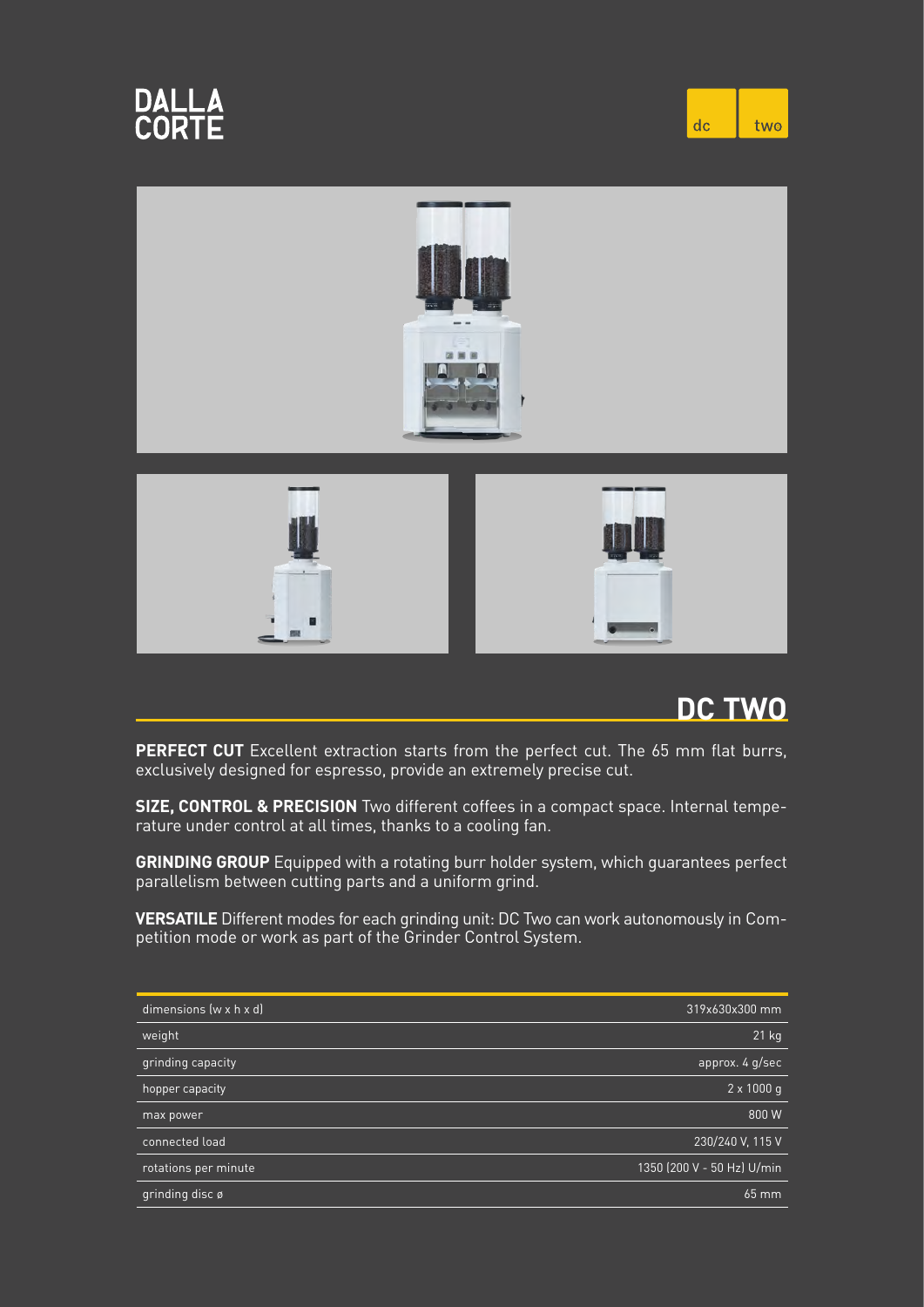DALLA CORTE

dc two

## DC TWO

**PERFECT CUT** Excellent extraction starts from the perfect cut. The 65 mm flat burrs, exclusively designed for espresso, provide an extremely precise cut.

**SIZE, CONTROL & PRECISION** Two different coffees in a compact space. Internal temperature under control at all times, thanks to a cooling fan.

**GRINDING GROUP** Equipped with a rotating burr holder system, which guarantees perfect parallelism between cutting parts and a uniform grind.

**VERSATILE** Different modes for each grinding unit: DC Two can work autonomously in Competition mode or work as part of the Grinder Control System.

| | |
|---|---|
| dimensions (w x h x d) | 319x630x300 mm |
| weight | 21 kg |
| grinding capacity | approx. 4 g/sec |
| hopper capacity | 2 x 1000 g |
| max power | 800 W |
| connected load | 230/240 V, 115 V |
| rotations per minute | 1350 (200 V - 50 Hz) U/min |
| grinding disc ø | 65 mm |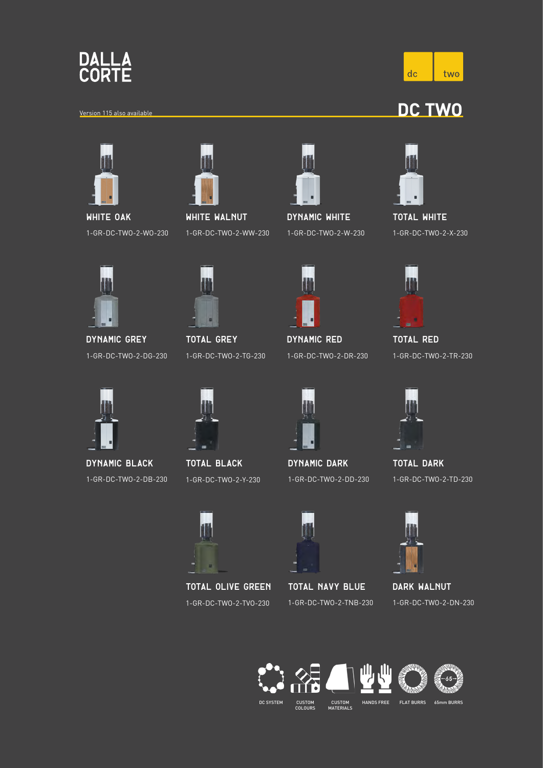# DALLA CORTE

dc two

Version 115 also available

## DC TWO

**WHITE OAK**
1-GR-DC-TWO-2-WO-230

**WHITE WALNUT**
1-GR-DC-TWO-2-WW-230

**DYNAMIC WHITE**
1-GR-DC-TWO-2-W-230

**TOTAL WHITE**
1-GR-DC-TWO-2-X-230

**DYNAMIC GREY**
1-GR-DC-TWO-2-DG-230

**TOTAL GREY**
1-GR-DC-TWO-2-TG-230

**DYNAMIC RED**
1-GR-DC-TWO-2-DR-230

**TOTAL RED**
1-GR-DC-TWO-2-TR-230

**DYNAMIC BLACK**
1-GR-DC-TWO-2-DB-230

**TOTAL BLACK**
1-GR-DC-TWO-2-Y-230

**DYNAMIC DARK**
1-GR-DC-TWO-2-DD-230

**TOTAL DARK**
1-GR-DC-TWO-2-TD-230

**TOTAL OLIVE GREEN**
1-GR-DC-TWO-2-TVO-230

**TOTAL NAVY BLUE**
1-GR-DC-TWO-2-TNB-230

**DARK WALNUT**
1-GR-DC-TWO-2-DN-230

DC SYSTEM
CUSTOM COLOURS
CUSTOM MATERIALS
HANDS FREE
FLAT BURRS
65mm BURRS